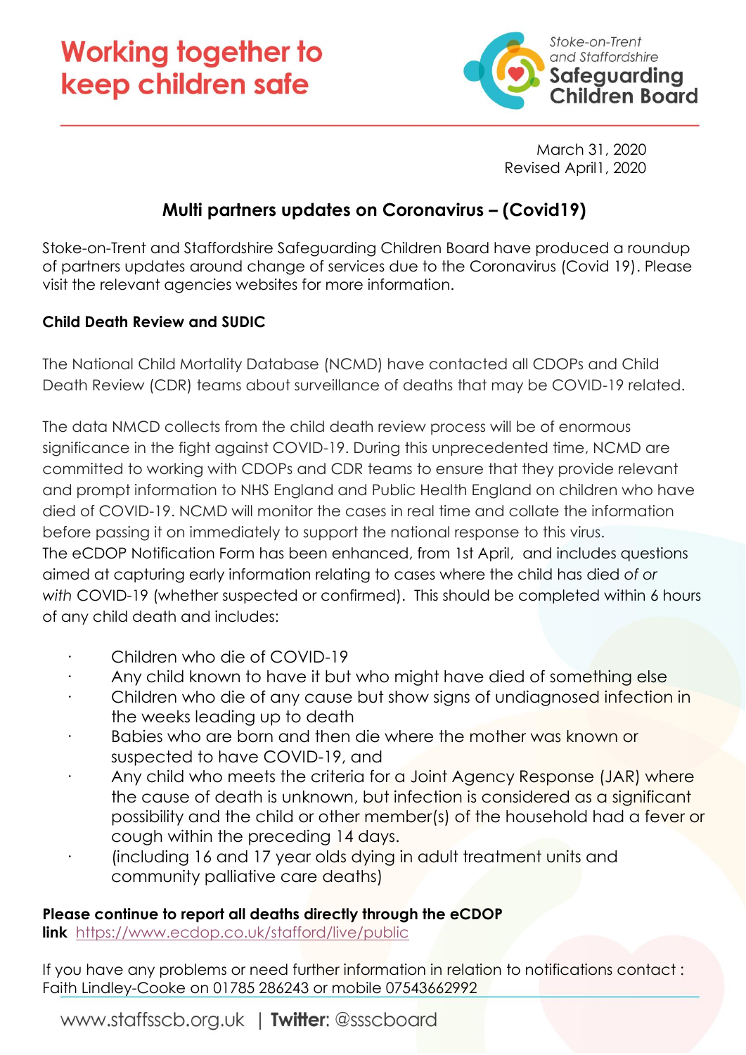# Working together to keep children safe

Stoke-on-Trent and Staffordshire Safeguarding Children Board

March 31, 2020
Revised April1, 2020

## Multi partners updates on Coronavirus – (Covid19)

Stoke-on-Trent and Staffordshire Safeguarding Children Board have produced a roundup of partners updates around change of services due to the Coronavirus (Covid 19). Please visit the relevant agencies websites for more information.

**Child Death Review and SUDIC**

The National Child Mortality Database (NCMD) have contacted all CDOPs and Child Death Review (CDR) teams about surveillance of deaths that may be COVID-19 related.

The data NMCD collects from the child death review process will be of enormous significance in the fight against COVID-19. During this unprecedented time, NCMD are committed to working with CDOPs and CDR teams to ensure that they provide relevant and prompt information to NHS England and Public Health England on children who have died of COVID-19. NCMD will monitor the cases in real time and collate the information before passing it on immediately to support the national response to this virus.
The eCDOP Notification Form has been enhanced, from 1st April, and includes questions aimed at capturing early information relating to cases where the child has died *of or with* COVID-19 (whether suspected or confirmed). This should be completed within 6 hours of any child death and includes:

- Children who die of COVID-19
- Any child known to have it but who might have died of something else
- Children who die of any cause but show signs of undiagnosed infection in the weeks leading up to death
- Babies who are born and then die where the mother was known or suspected to have COVID-19, and
- Any child who meets the criteria for a Joint Agency Response (JAR) where the cause of death is unknown, but infection is considered as a significant possibility and the child or other member(s) of the household had a fever or cough within the preceding 14 days.
- (including 16 and 17 year olds dying in adult treatment units and community palliative care deaths)

**Please continue to report all deaths directly through the eCDOP link** https://www.ecdop.co.uk/stafford/live/public

If you have any problems or need further information in relation to notifications contact : Faith Lindley-Cooke on 01785 286243 or mobile 07543662992

www.staffsscb.org.uk | **Twitter:** @ssscboard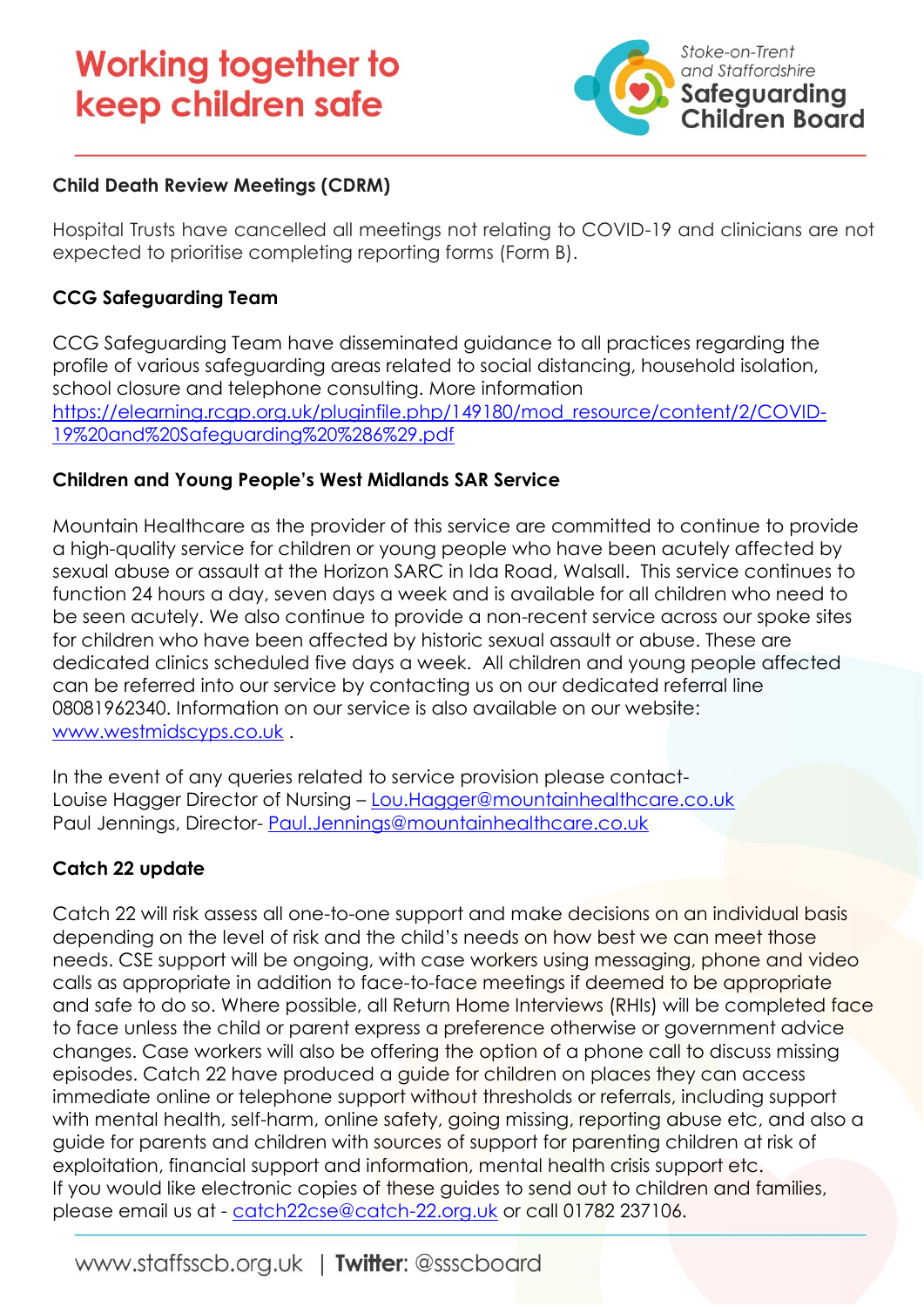## Child Death Review Meetings (CDRM)

Hospital Trusts have cancelled all meetings not relating to COVID-19 and clinicians are not expected to prioritise completing reporting forms (Form B).

## CCG Safeguarding Team

CCG Safeguarding Team have disseminated guidance to all practices regarding the profile of various safeguarding areas related to social distancing, household isolation, school closure and telephone consulting. More information https://elearning.rcgp.org.uk/pluginfile.php/149180/mod_resource/content/2/COVID-19%20and%20Safeguarding%20%286%29.pdf

## Children and Young People's West Midlands SAR Service

Mountain Healthcare as the provider of this service are committed to continue to provide a high-quality service for children or young people who have been acutely affected by sexual abuse or assault at the Horizon SARC in Ida Road, Walsall. This service continues to function 24 hours a day, seven days a week and is available for all children who need to be seen acutely. We also continue to provide a non-recent service across our spoke sites for children who have been affected by historic sexual assault or abuse. These are dedicated clinics scheduled five days a week. All children and young people affected can be referred into our service by contacting us on our dedicated referral line 08081962340. Information on our service is also available on our website: www.westmidscyps.co.uk .

In the event of any queries related to service provision please contact-
Louise Hagger Director of Nursing – Lou.Hagger@mountainhealthcare.co.uk
Paul Jennings, Director- Paul.Jennings@mountainhealthcare.co.uk

## Catch 22 update

Catch 22 will risk assess all one-to-one support and make decisions on an individual basis depending on the level of risk and the child's needs on how best we can meet those needs. CSE support will be ongoing, with case workers using messaging, phone and video calls as appropriate in addition to face-to-face meetings if deemed to be appropriate and safe to do so. Where possible, all Return Home Interviews (RHIs) will be completed face to face unless the child or parent express a preference otherwise or government advice changes. Case workers will also be offering the option of a phone call to discuss missing episodes. Catch 22 have produced a guide for children on places they can access immediate online or telephone support without thresholds or referrals, including support with mental health, self-harm, online safety, going missing, reporting abuse etc, and also a guide for parents and children with sources of support for parenting children at risk of exploitation, financial support and information, mental health crisis support etc.
If you would like electronic copies of these guides to send out to children and families, please email us at - catch22cse@catch-22.org.uk or call 01782 237106.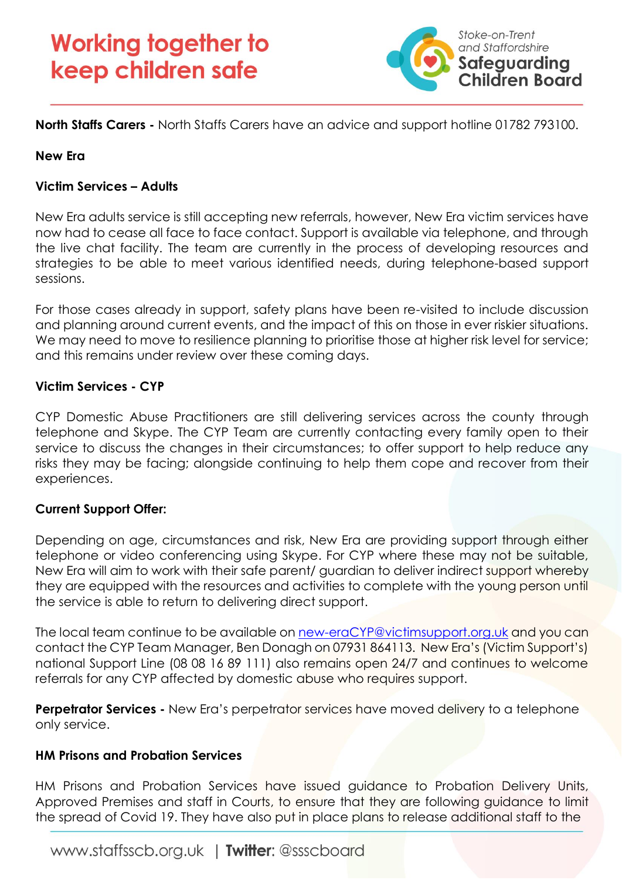**North Staffs Carers -** North Staffs Carers have an advice and support hotline 01782 793100.

**New Era**

**Victim Services – Adults**

New Era adults service is still accepting new referrals, however, New Era victim services have now had to cease all face to face contact. Support is available via telephone, and through the live chat facility. The team are currently in the process of developing resources and strategies to be able to meet various identified needs, during telephone-based support sessions.

For those cases already in support, safety plans have been re-visited to include discussion and planning around current events, and the impact of this on those in ever riskier situations. We may need to move to resilience planning to prioritise those at higher risk level for service; and this remains under review over these coming days.

**Victim Services - CYP**

CYP Domestic Abuse Practitioners are still delivering services across the county through telephone and Skype. The CYP Team are currently contacting every family open to their service to discuss the changes in their circumstances; to offer support to help reduce any risks they may be facing; alongside continuing to help them cope and recover from their experiences.

**Current Support Offer:**

Depending on age, circumstances and risk, New Era are providing support through either telephone or video conferencing using Skype. For CYP where these may not be suitable, New Era will aim to work with their safe parent/ guardian to deliver indirect support whereby they are equipped with the resources and activities to complete with the young person until the service is able to return to delivering direct support.

The local team continue to be available on new-eraCYP@victimsupport.org.uk and you can contact the CYP Team Manager, Ben Donagh on 07931 864113. New Era's (Victim Support's) national Support Line (08 08 16 89 111) also remains open 24/7 and continues to welcome referrals for any CYP affected by domestic abuse who requires support.

**Perpetrator Services -** New Era's perpetrator services have moved delivery to a telephone only service.

**HM Prisons and Probation Services**

HM Prisons and Probation Services have issued guidance to Probation Delivery Units, Approved Premises and staff in Courts, to ensure that they are following guidance to limit the spread of Covid 19. They have also put in place plans to release additional staff to the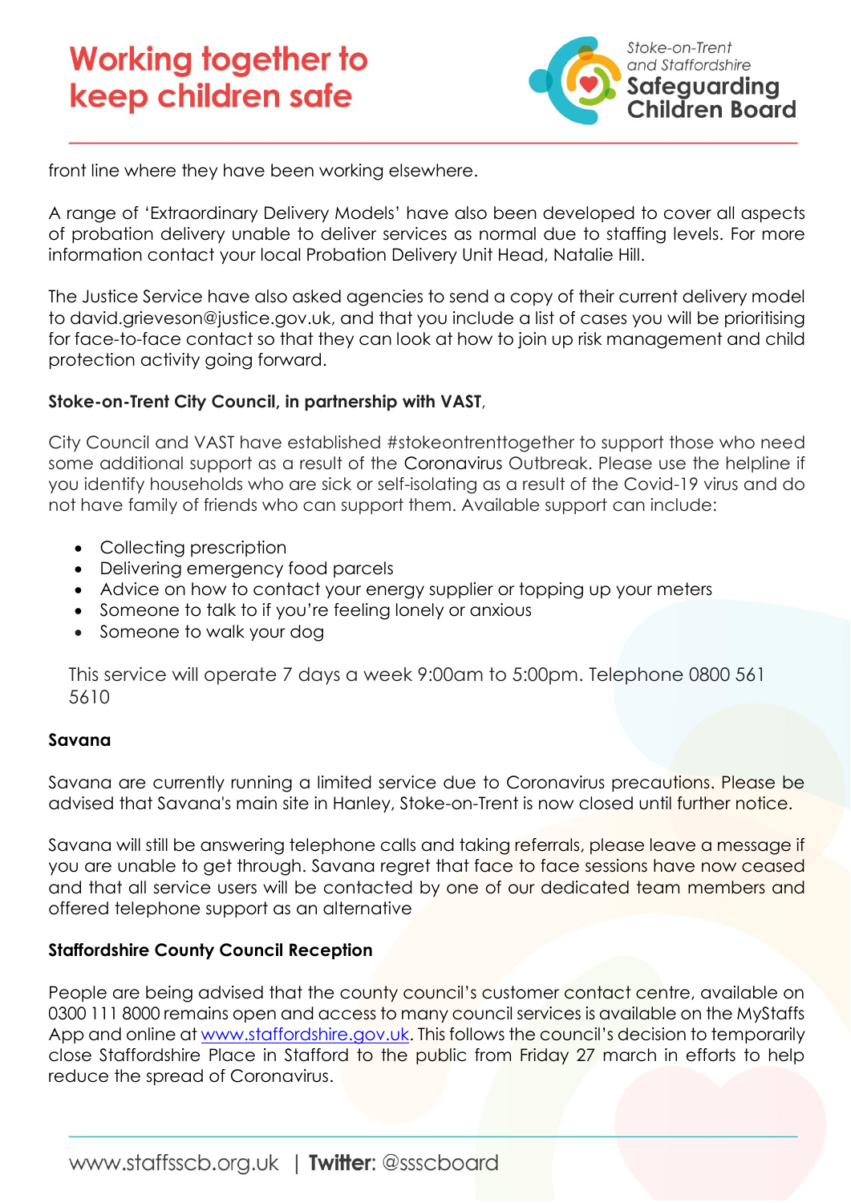front line where they have been working elsewhere.

A range of 'Extraordinary Delivery Models' have also been developed to cover all aspects of probation delivery unable to deliver services as normal due to staffing levels. For more information contact your local Probation Delivery Unit Head, Natalie Hill.

The Justice Service have also asked agencies to send a copy of their current delivery model to david.grieveson@justice.gov.uk, and that you include a list of cases you will be prioritising for face-to-face contact so that they can look at how to join up risk management and child protection activity going forward.

**Stoke-on-Trent City Council, in partnership with VAST**,

City Council and VAST have established #stokeontrenttogether to support those who need some additional support as a result of the Coronavirus Outbreak. Please use the helpline if you identify households who are sick or self-isolating as a result of the Covid-19 virus and do not have family of friends who can support them. Available support can include:

- Collecting prescription
- Delivering emergency food parcels
- Advice on how to contact your energy supplier or topping up your meters
- Someone to talk to if you're feeling lonely or anxious
- Someone to walk your dog

This service will operate 7 days a week 9:00am to 5:00pm. Telephone 0800 561 5610

**Savana**

Savana are currently running a limited service due to Coronavirus precautions. Please be advised that Savana's main site in Hanley, Stoke-on-Trent is now closed until further notice.

Savana will still be answering telephone calls and taking referrals, please leave a message if you are unable to get through. Savana regret that face to face sessions have now ceased and that all service users will be contacted by one of our dedicated team members and offered telephone support as an alternative

**Staffordshire County Council Reception**

People are being advised that the county council's customer contact centre, available on 0300 111 8000 remains open and access to many council services is available on the MyStaffs App and online at www.staffordshire.gov.uk. This follows the council's decision to temporarily close Staffordshire Place in Stafford to the public from Friday 27 march in efforts to help reduce the spread of Coronavirus.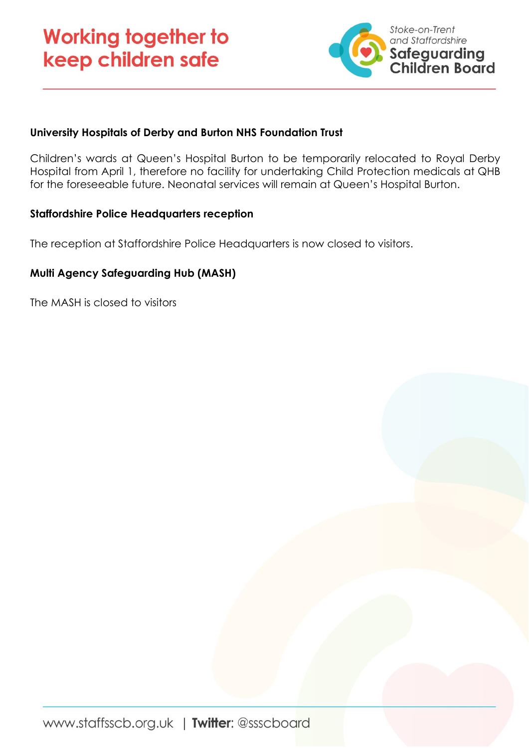**University Hospitals of Derby and Burton NHS Foundation Trust**

Children's wards at Queen's Hospital Burton to be temporarily relocated to Royal Derby Hospital from April 1, therefore no facility for undertaking Child Protection medicals at QHB for the foreseeable future. Neonatal services will remain at Queen's Hospital Burton.

**Staffordshire Police Headquarters reception**

The reception at Staffordshire Police Headquarters is now closed to visitors.

**Multi Agency Safeguarding Hub (MASH)**

The MASH is closed to visitors